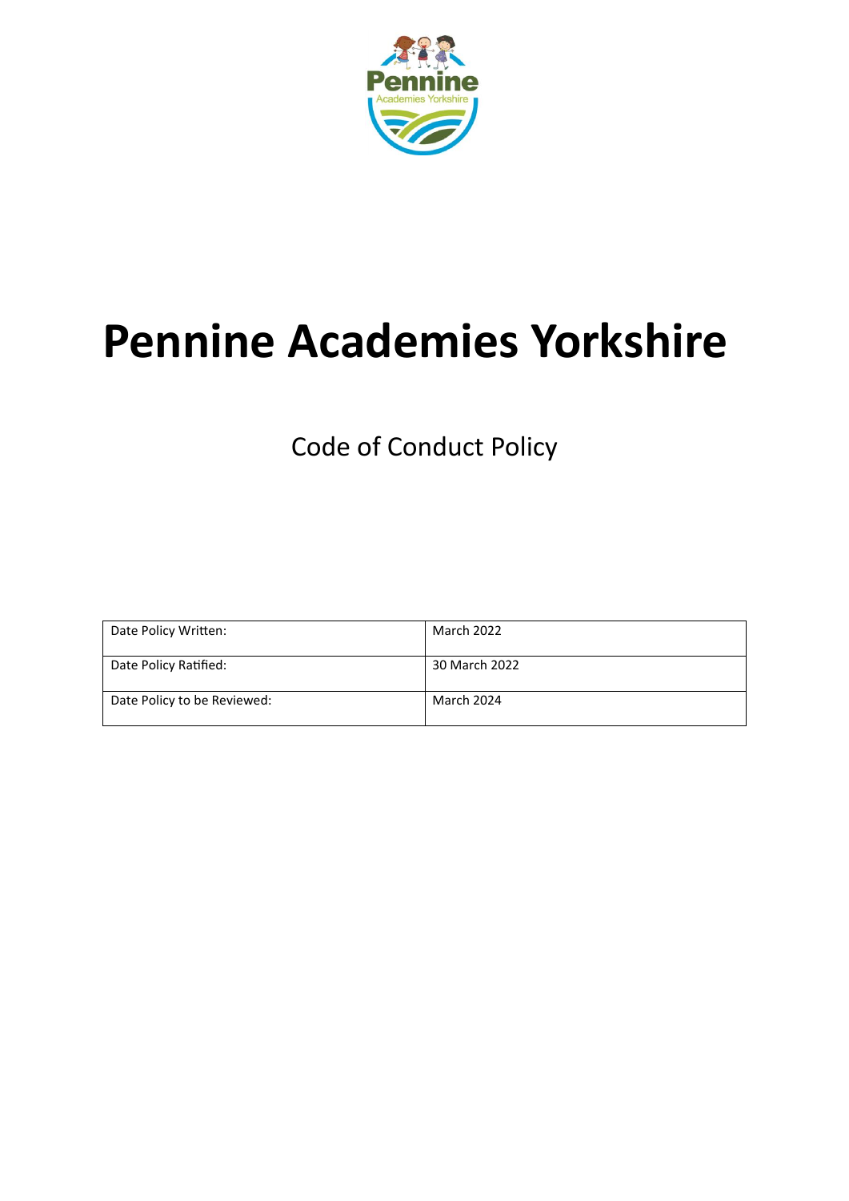# Pennine Academies Yorkshire

Code of Conduct Policy

| Date Policy Written: | March 2022 |
|---|---|
| Date Policy Ratified: | 30 March 2022 |
| Date Policy to be Reviewed: | March 2024 |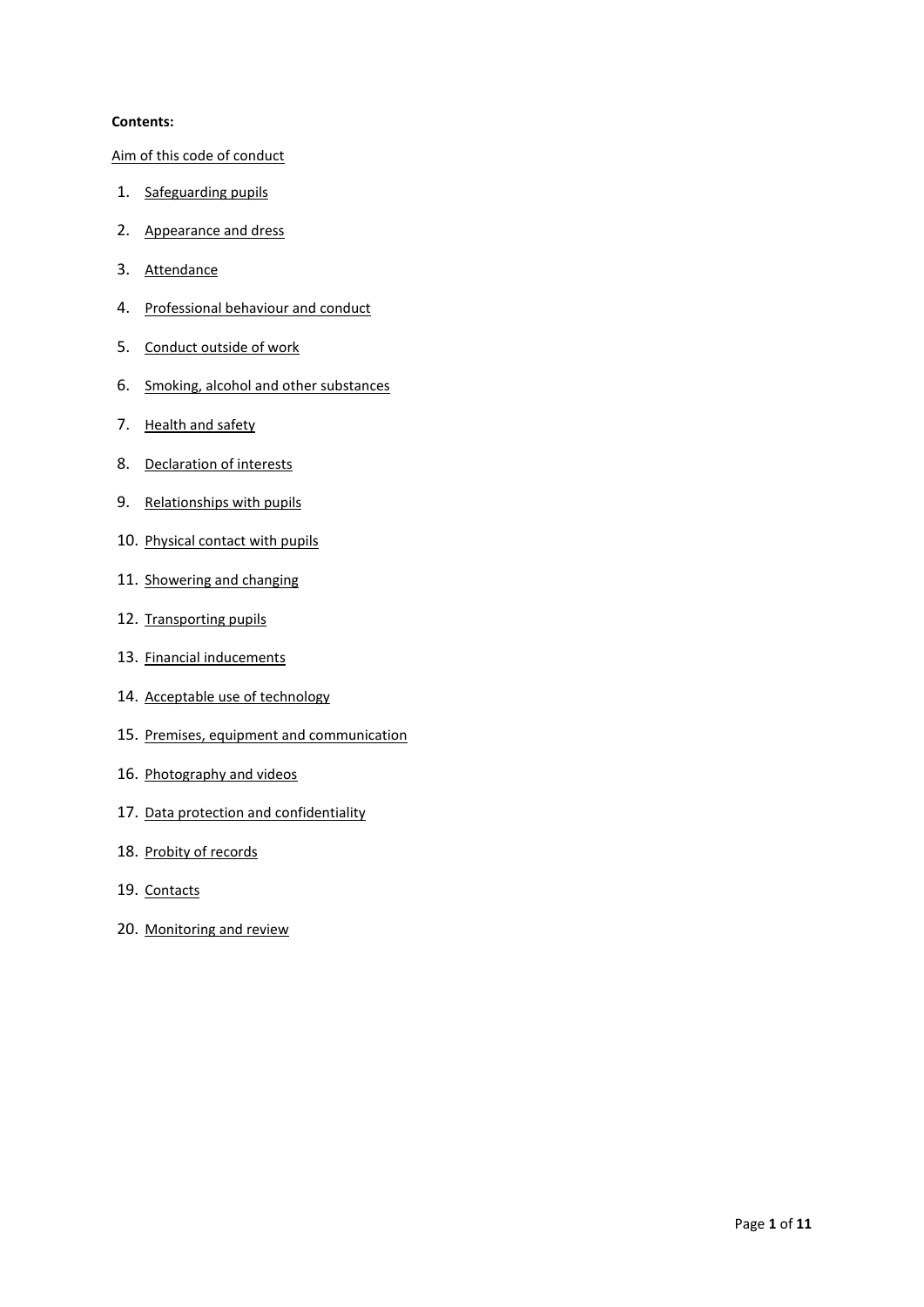**Contents:**

Aim of this code of conduct

1. Safeguarding pupils
2. Appearance and dress
3. Attendance
4. Professional behaviour and conduct
5. Conduct outside of work
6. Smoking, alcohol and other substances
7. Health and safety
8. Declaration of interests
9. Relationships with pupils
10. Physical contact with pupils
11. Showering and changing
12. Transporting pupils
13. Financial inducements
14. Acceptable use of technology
15. Premises, equipment and communication
16. Photography and videos
17. Data protection and confidentiality
18. Probity of records
19. Contacts
20. Monitoring and review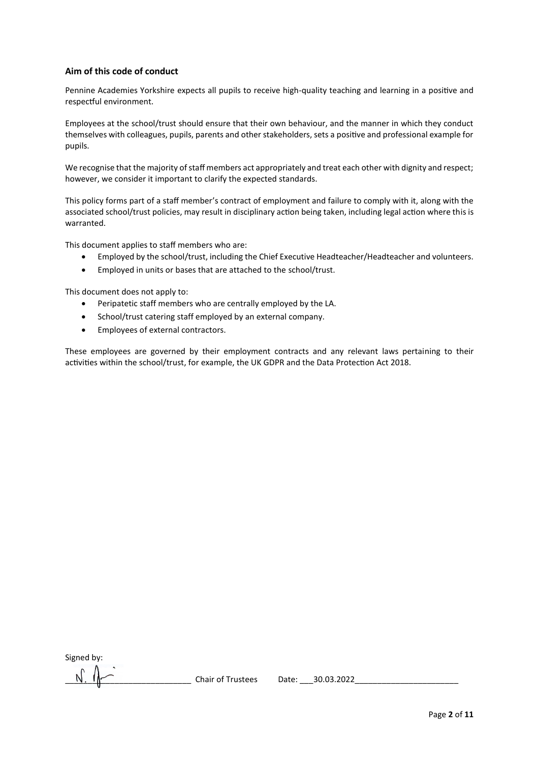### Aim of this code of conduct

Pennine Academies Yorkshire expects all pupils to receive high-quality teaching and learning in a positive and respectful environment.

Employees at the school/trust should ensure that their own behaviour, and the manner in which they conduct themselves with colleagues, pupils, parents and other stakeholders, sets a positive and professional example for pupils.

We recognise that the majority of staff members act appropriately and treat each other with dignity and respect; however, we consider it important to clarify the expected standards.

This policy forms part of a staff member's contract of employment and failure to comply with it, along with the associated school/trust policies, may result in disciplinary action being taken, including legal action where this is warranted.

This document applies to staff members who are:

- Employed by the school/trust, including the Chief Executive Headteacher/Headteacher and volunteers.
- Employed in units or bases that are attached to the school/trust.

This document does not apply to:

- Peripatetic staff members who are centrally employed by the LA.
- School/trust catering staff employed by an external company.
- Employees of external contractors.

These employees are governed by their employment contracts and any relevant laws pertaining to their activities within the school/trust, for example, the UK GDPR and the Data Protection Act 2018.

Signed by:

N. [signature] Chair of Trustees    Date: 30.03.2022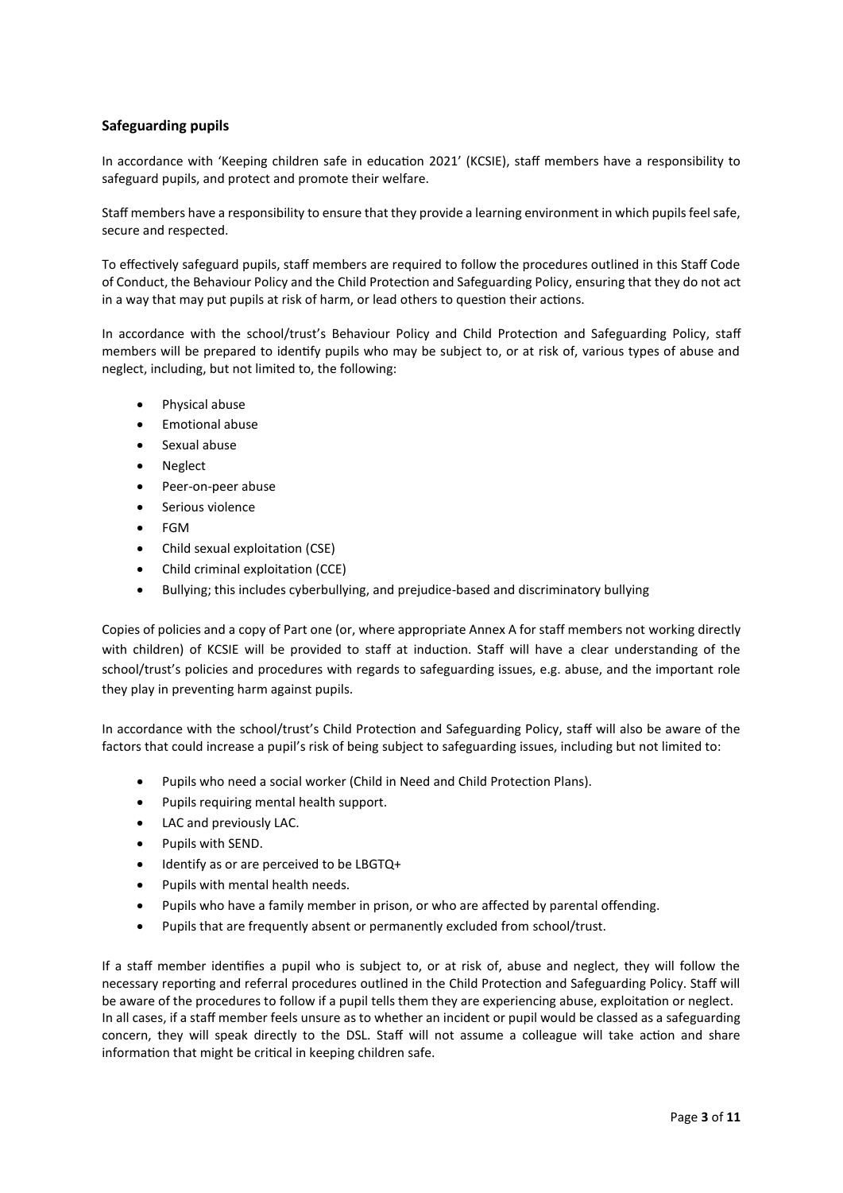## Safeguarding pupils

In accordance with 'Keeping children safe in education 2021' (KCSIE), staff members have a responsibility to safeguard pupils, and protect and promote their welfare.

Staff members have a responsibility to ensure that they provide a learning environment in which pupils feel safe, secure and respected.

To effectively safeguard pupils, staff members are required to follow the procedures outlined in this Staff Code of Conduct, the Behaviour Policy and the Child Protection and Safeguarding Policy, ensuring that they do not act in a way that may put pupils at risk of harm, or lead others to question their actions.

In accordance with the school/trust's Behaviour Policy and Child Protection and Safeguarding Policy, staff members will be prepared to identify pupils who may be subject to, or at risk of, various types of abuse and neglect, including, but not limited to, the following:

- Physical abuse
- Emotional abuse
- Sexual abuse
- Neglect
- Peer-on-peer abuse
- Serious violence
- FGM
- Child sexual exploitation (CSE)
- Child criminal exploitation (CCE)
- Bullying; this includes cyberbullying, and prejudice-based and discriminatory bullying

Copies of policies and a copy of Part one (or, where appropriate Annex A for staff members not working directly with children) of KCSIE will be provided to staff at induction. Staff will have a clear understanding of the school/trust's policies and procedures with regards to safeguarding issues, e.g. abuse, and the important role they play in preventing harm against pupils.

In accordance with the school/trust's Child Protection and Safeguarding Policy, staff will also be aware of the factors that could increase a pupil's risk of being subject to safeguarding issues, including but not limited to:

- Pupils who need a social worker (Child in Need and Child Protection Plans).
- Pupils requiring mental health support.
- LAC and previously LAC.
- Pupils with SEND.
- Identify as or are perceived to be LBGTQ+
- Pupils with mental health needs.
- Pupils who have a family member in prison, or who are affected by parental offending.
- Pupils that are frequently absent or permanently excluded from school/trust.

If a staff member identifies a pupil who is subject to, or at risk of, abuse and neglect, they will follow the necessary reporting and referral procedures outlined in the Child Protection and Safeguarding Policy. Staff will be aware of the procedures to follow if a pupil tells them they are experiencing abuse, exploitation or neglect. In all cases, if a staff member feels unsure as to whether an incident or pupil would be classed as a safeguarding concern, they will speak directly to the DSL. Staff will not assume a colleague will take action and share information that might be critical in keeping children safe.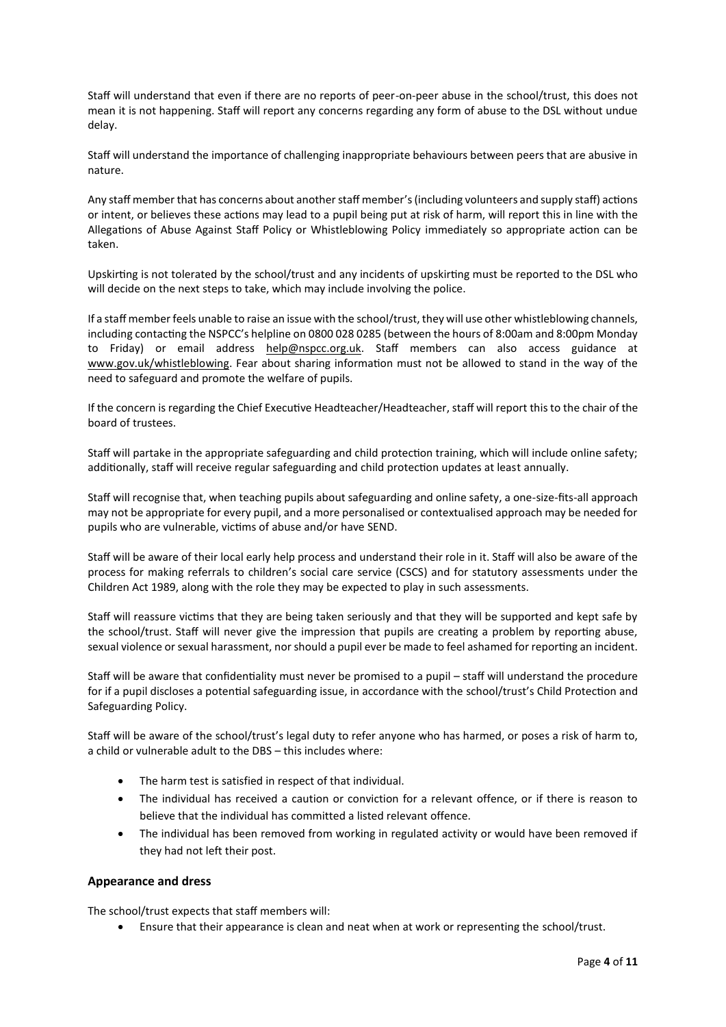Staff will understand that even if there are no reports of peer-on-peer abuse in the school/trust, this does not mean it is not happening. Staff will report any concerns regarding any form of abuse to the DSL without undue delay.

Staff will understand the importance of challenging inappropriate behaviours between peers that are abusive in nature.

Any staff member that has concerns about another staff member's (including volunteers and supply staff) actions or intent, or believes these actions may lead to a pupil being put at risk of harm, will report this in line with the Allegations of Abuse Against Staff Policy or Whistleblowing Policy immediately so appropriate action can be taken.

Upskirting is not tolerated by the school/trust and any incidents of upskirting must be reported to the DSL who will decide on the next steps to take, which may include involving the police.

If a staff member feels unable to raise an issue with the school/trust, they will use other whistleblowing channels, including contacting the NSPCC's helpline on 0800 028 0285 (between the hours of 8:00am and 8:00pm Monday to Friday) or email address help@nspcc.org.uk. Staff members can also access guidance at www.gov.uk/whistleblowing. Fear about sharing information must not be allowed to stand in the way of the need to safeguard and promote the welfare of pupils.

If the concern is regarding the Chief Executive Headteacher/Headteacher, staff will report this to the chair of the board of trustees.

Staff will partake in the appropriate safeguarding and child protection training, which will include online safety; additionally, staff will receive regular safeguarding and child protection updates at least annually.

Staff will recognise that, when teaching pupils about safeguarding and online safety, a one-size-fits-all approach may not be appropriate for every pupil, and a more personalised or contextualised approach may be needed for pupils who are vulnerable, victims of abuse and/or have SEND.

Staff will be aware of their local early help process and understand their role in it. Staff will also be aware of the process for making referrals to children's social care service (CSCS) and for statutory assessments under the Children Act 1989, along with the role they may be expected to play in such assessments.

Staff will reassure victims that they are being taken seriously and that they will be supported and kept safe by the school/trust. Staff will never give the impression that pupils are creating a problem by reporting abuse, sexual violence or sexual harassment, nor should a pupil ever be made to feel ashamed for reporting an incident.

Staff will be aware that confidentiality must never be promised to a pupil – staff will understand the procedure for if a pupil discloses a potential safeguarding issue, in accordance with the school/trust's Child Protection and Safeguarding Policy.

Staff will be aware of the school/trust's legal duty to refer anyone who has harmed, or poses a risk of harm to, a child or vulnerable adult to the DBS – this includes where:

- The harm test is satisfied in respect of that individual.
- The individual has received a caution or conviction for a relevant offence, or if there is reason to believe that the individual has committed a listed relevant offence.
- The individual has been removed from working in regulated activity or would have been removed if they had not left their post.

### Appearance and dress

The school/trust expects that staff members will:

- Ensure that their appearance is clean and neat when at work or representing the school/trust.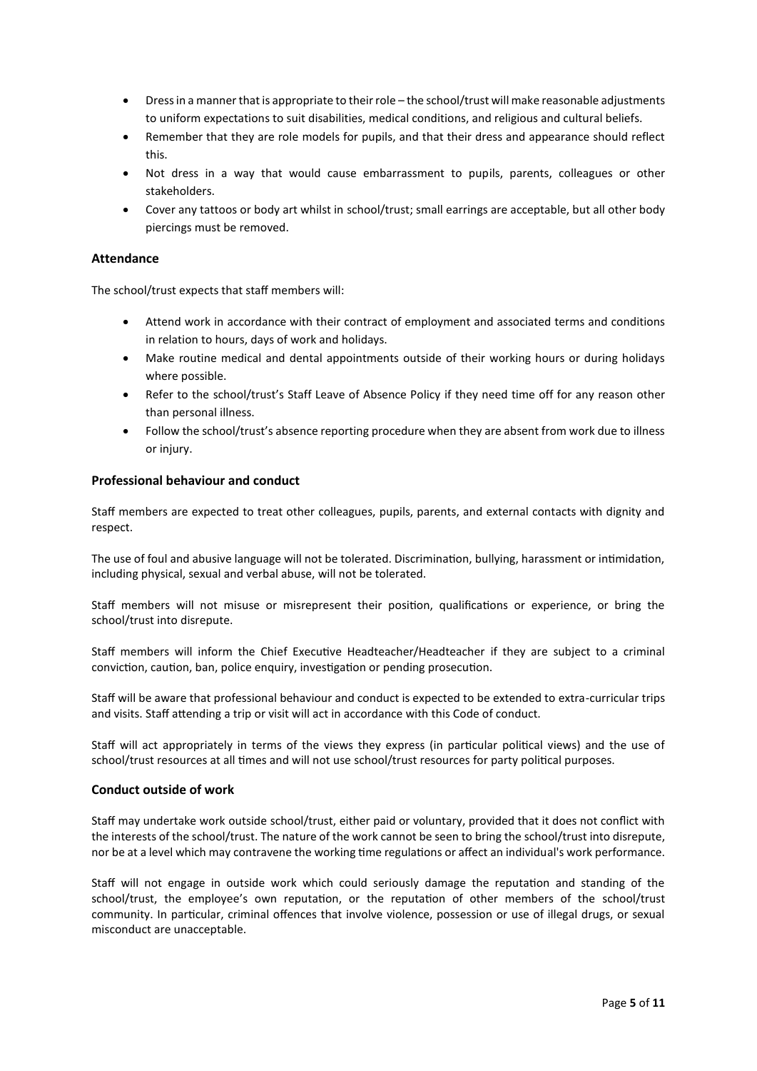- Dress in a manner that is appropriate to their role – the school/trust will make reasonable adjustments to uniform expectations to suit disabilities, medical conditions, and religious and cultural beliefs.
- Remember that they are role models for pupils, and that their dress and appearance should reflect this.
- Not dress in a way that would cause embarrassment to pupils, parents, colleagues or other stakeholders.
- Cover any tattoos or body art whilst in school/trust; small earrings are acceptable, but all other body piercings must be removed.

### Attendance

The school/trust expects that staff members will:

- Attend work in accordance with their contract of employment and associated terms and conditions in relation to hours, days of work and holidays.
- Make routine medical and dental appointments outside of their working hours or during holidays where possible.
- Refer to the school/trust's Staff Leave of Absence Policy if they need time off for any reason other than personal illness.
- Follow the school/trust's absence reporting procedure when they are absent from work due to illness or injury.

### Professional behaviour and conduct

Staff members are expected to treat other colleagues, pupils, parents, and external contacts with dignity and respect.

The use of foul and abusive language will not be tolerated. Discrimination, bullying, harassment or intimidation, including physical, sexual and verbal abuse, will not be tolerated.

Staff members will not misuse or misrepresent their position, qualifications or experience, or bring the school/trust into disrepute.

Staff members will inform the Chief Executive Headteacher/Headteacher if they are subject to a criminal conviction, caution, ban, police enquiry, investigation or pending prosecution.

Staff will be aware that professional behaviour and conduct is expected to be extended to extra-curricular trips and visits. Staff attending a trip or visit will act in accordance with this Code of conduct.

Staff will act appropriately in terms of the views they express (in particular political views) and the use of school/trust resources at all times and will not use school/trust resources for party political purposes.

### Conduct outside of work

Staff may undertake work outside school/trust, either paid or voluntary, provided that it does not conflict with the interests of the school/trust. The nature of the work cannot be seen to bring the school/trust into disrepute, nor be at a level which may contravene the working time regulations or affect an individual's work performance.

Staff will not engage in outside work which could seriously damage the reputation and standing of the school/trust, the employee's own reputation, or the reputation of other members of the school/trust community. In particular, criminal offences that involve violence, possession or use of illegal drugs, or sexual misconduct are unacceptable.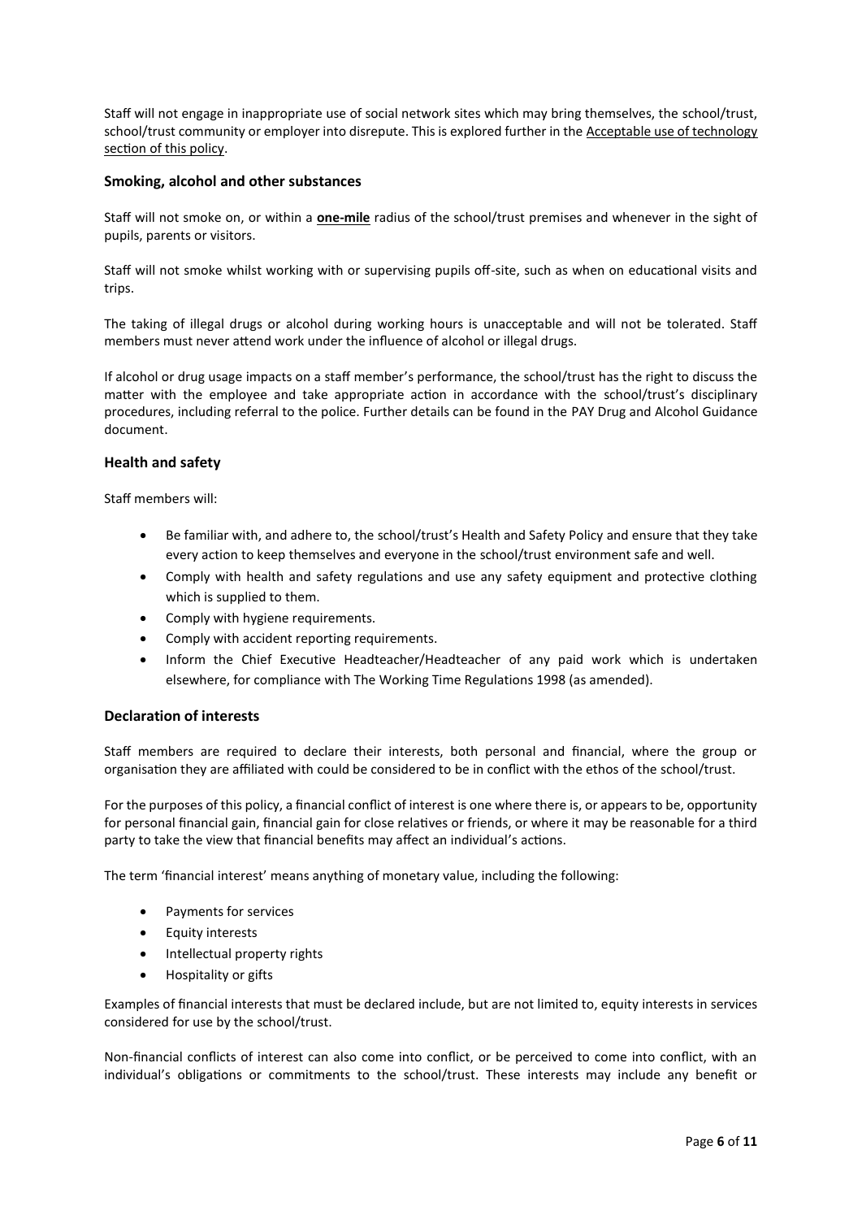Staff will not engage in inappropriate use of social network sites which may bring themselves, the school/trust, school/trust community or employer into disrepute. This is explored further in the Acceptable use of technology section of this policy.

### Smoking, alcohol and other substances

Staff will not smoke on, or within a **one-mile** radius of the school/trust premises and whenever in the sight of pupils, parents or visitors.

Staff will not smoke whilst working with or supervising pupils off-site, such as when on educational visits and trips.

The taking of illegal drugs or alcohol during working hours is unacceptable and will not be tolerated. Staff members must never attend work under the influence of alcohol or illegal drugs.

If alcohol or drug usage impacts on a staff member's performance, the school/trust has the right to discuss the matter with the employee and take appropriate action in accordance with the school/trust's disciplinary procedures, including referral to the police. Further details can be found in the PAY Drug and Alcohol Guidance document.

### Health and safety

Staff members will:

- Be familiar with, and adhere to, the school/trust's Health and Safety Policy and ensure that they take every action to keep themselves and everyone in the school/trust environment safe and well.
- Comply with health and safety regulations and use any safety equipment and protective clothing which is supplied to them.
- Comply with hygiene requirements.
- Comply with accident reporting requirements.
- Inform the Chief Executive Headteacher/Headteacher of any paid work which is undertaken elsewhere, for compliance with The Working Time Regulations 1998 (as amended).

### Declaration of interests

Staff members are required to declare their interests, both personal and financial, where the group or organisation they are affiliated with could be considered to be in conflict with the ethos of the school/trust.

For the purposes of this policy, a financial conflict of interest is one where there is, or appears to be, opportunity for personal financial gain, financial gain for close relatives or friends, or where it may be reasonable for a third party to take the view that financial benefits may affect an individual's actions.

The term 'financial interest' means anything of monetary value, including the following:

- Payments for services
- Equity interests
- Intellectual property rights
- Hospitality or gifts

Examples of financial interests that must be declared include, but are not limited to, equity interests in services considered for use by the school/trust.

Non-financial conflicts of interest can also come into conflict, or be perceived to come into conflict, with an individual's obligations or commitments to the school/trust. These interests may include any benefit or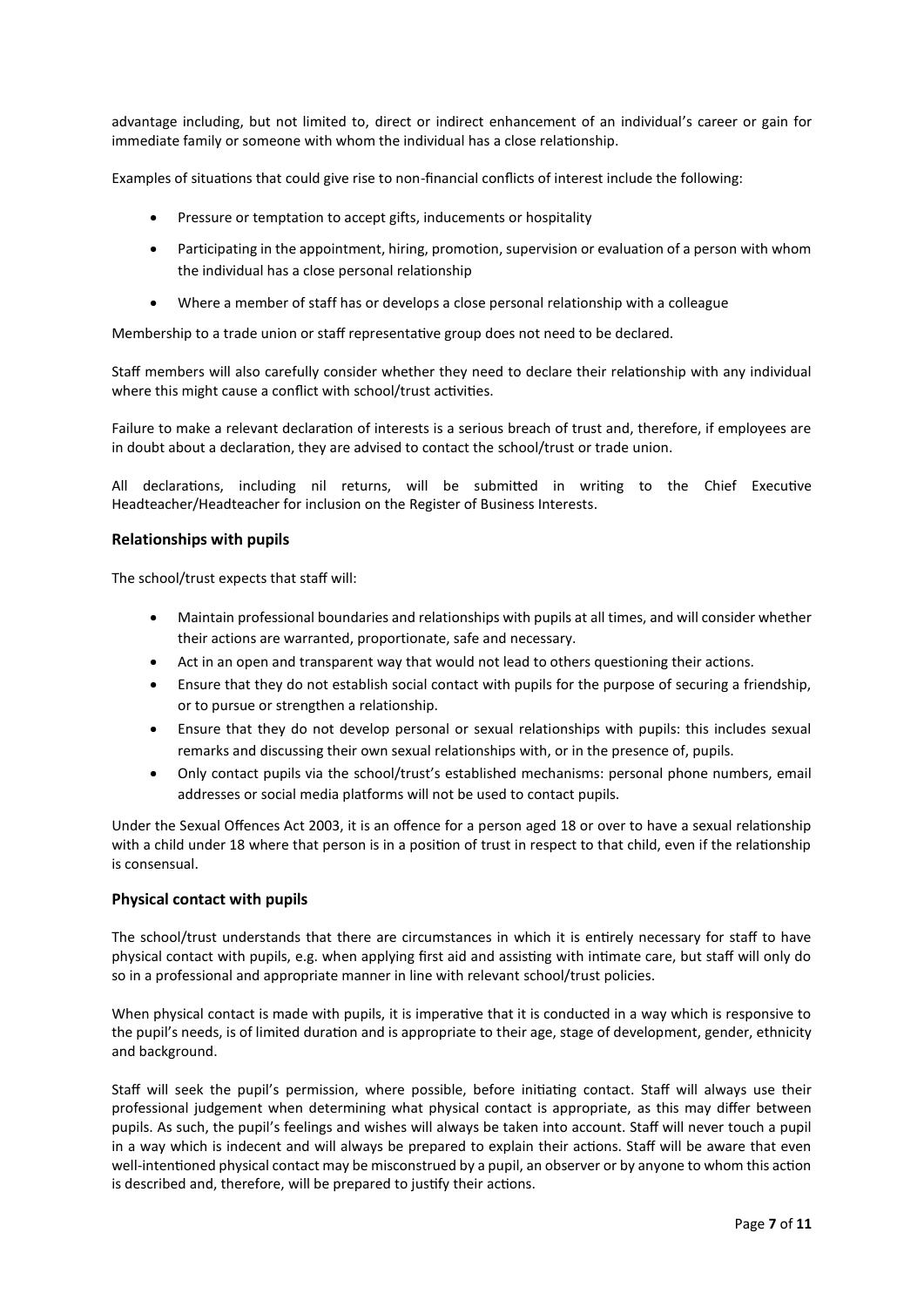advantage including, but not limited to, direct or indirect enhancement of an individual's career or gain for immediate family or someone with whom the individual has a close relationship.

Examples of situations that could give rise to non-financial conflicts of interest include the following:

- Pressure or temptation to accept gifts, inducements or hospitality
- Participating in the appointment, hiring, promotion, supervision or evaluation of a person with whom the individual has a close personal relationship
- Where a member of staff has or develops a close personal relationship with a colleague

Membership to a trade union or staff representative group does not need to be declared.

Staff members will also carefully consider whether they need to declare their relationship with any individual where this might cause a conflict with school/trust activities.

Failure to make a relevant declaration of interests is a serious breach of trust and, therefore, if employees are in doubt about a declaration, they are advised to contact the school/trust or trade union.

All declarations, including nil returns, will be submitted in writing to the Chief Executive Headteacher/Headteacher for inclusion on the Register of Business Interests.

### Relationships with pupils

The school/trust expects that staff will:

- Maintain professional boundaries and relationships with pupils at all times, and will consider whether their actions are warranted, proportionate, safe and necessary.
- Act in an open and transparent way that would not lead to others questioning their actions.
- Ensure that they do not establish social contact with pupils for the purpose of securing a friendship, or to pursue or strengthen a relationship.
- Ensure that they do not develop personal or sexual relationships with pupils: this includes sexual remarks and discussing their own sexual relationships with, or in the presence of, pupils.
- Only contact pupils via the school/trust's established mechanisms: personal phone numbers, email addresses or social media platforms will not be used to contact pupils.

Under the Sexual Offences Act 2003, it is an offence for a person aged 18 or over to have a sexual relationship with a child under 18 where that person is in a position of trust in respect to that child, even if the relationship is consensual.

### Physical contact with pupils

The school/trust understands that there are circumstances in which it is entirely necessary for staff to have physical contact with pupils, e.g. when applying first aid and assisting with intimate care, but staff will only do so in a professional and appropriate manner in line with relevant school/trust policies.

When physical contact is made with pupils, it is imperative that it is conducted in a way which is responsive to the pupil's needs, is of limited duration and is appropriate to their age, stage of development, gender, ethnicity and background.

Staff will seek the pupil's permission, where possible, before initiating contact. Staff will always use their professional judgement when determining what physical contact is appropriate, as this may differ between pupils. As such, the pupil's feelings and wishes will always be taken into account. Staff will never touch a pupil in a way which is indecent and will always be prepared to explain their actions. Staff will be aware that even well-intentioned physical contact may be misconstrued by a pupil, an observer or by anyone to whom this action is described and, therefore, will be prepared to justify their actions.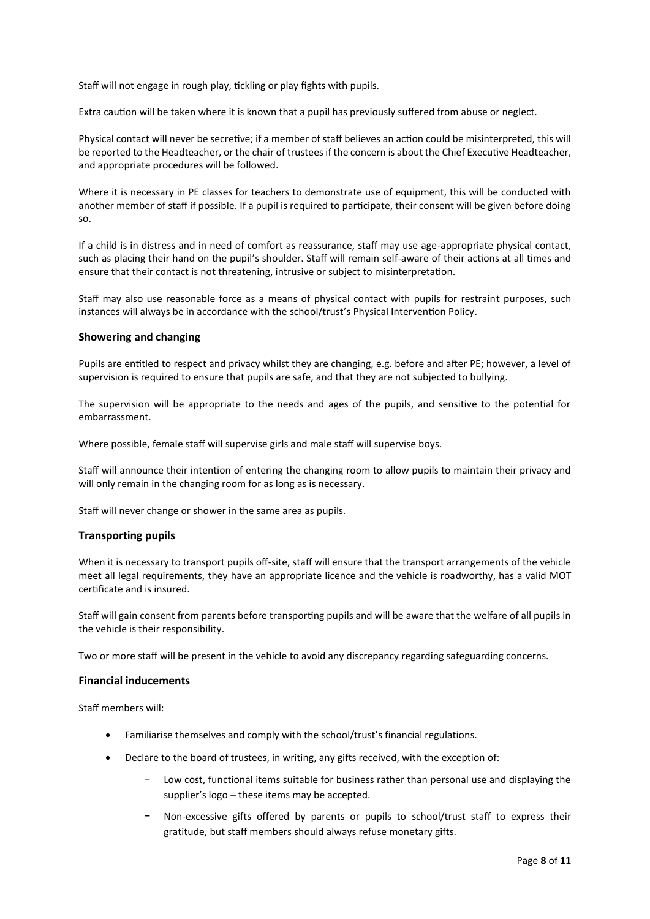Staff will not engage in rough play, tickling or play fights with pupils.

Extra caution will be taken where it is known that a pupil has previously suffered from abuse or neglect.

Physical contact will never be secretive; if a member of staff believes an action could be misinterpreted, this will be reported to the Headteacher, or the chair of trustees if the concern is about the Chief Executive Headteacher, and appropriate procedures will be followed.

Where it is necessary in PE classes for teachers to demonstrate use of equipment, this will be conducted with another member of staff if possible. If a pupil is required to participate, their consent will be given before doing so.

If a child is in distress and in need of comfort as reassurance, staff may use age-appropriate physical contact, such as placing their hand on the pupil's shoulder. Staff will remain self-aware of their actions at all times and ensure that their contact is not threatening, intrusive or subject to misinterpretation.

Staff may also use reasonable force as a means of physical contact with pupils for restraint purposes, such instances will always be in accordance with the school/trust's Physical Intervention Policy.

### Showering and changing

Pupils are entitled to respect and privacy whilst they are changing, e.g. before and after PE; however, a level of supervision is required to ensure that pupils are safe, and that they are not subjected to bullying.

The supervision will be appropriate to the needs and ages of the pupils, and sensitive to the potential for embarrassment.

Where possible, female staff will supervise girls and male staff will supervise boys.

Staff will announce their intention of entering the changing room to allow pupils to maintain their privacy and will only remain in the changing room for as long as is necessary.

Staff will never change or shower in the same area as pupils.

### Transporting pupils

When it is necessary to transport pupils off-site, staff will ensure that the transport arrangements of the vehicle meet all legal requirements, they have an appropriate licence and the vehicle is roadworthy, has a valid MOT certificate and is insured.

Staff will gain consent from parents before transporting pupils and will be aware that the welfare of all pupils in the vehicle is their responsibility.

Two or more staff will be present in the vehicle to avoid any discrepancy regarding safeguarding concerns.

### Financial inducements

Staff members will:

- Familiarise themselves and comply with the school/trust's financial regulations.
- Declare to the board of trustees, in writing, any gifts received, with the exception of:
  - Low cost, functional items suitable for business rather than personal use and displaying the supplier's logo – these items may be accepted.
  - Non-excessive gifts offered by parents or pupils to school/trust staff to express their gratitude, but staff members should always refuse monetary gifts.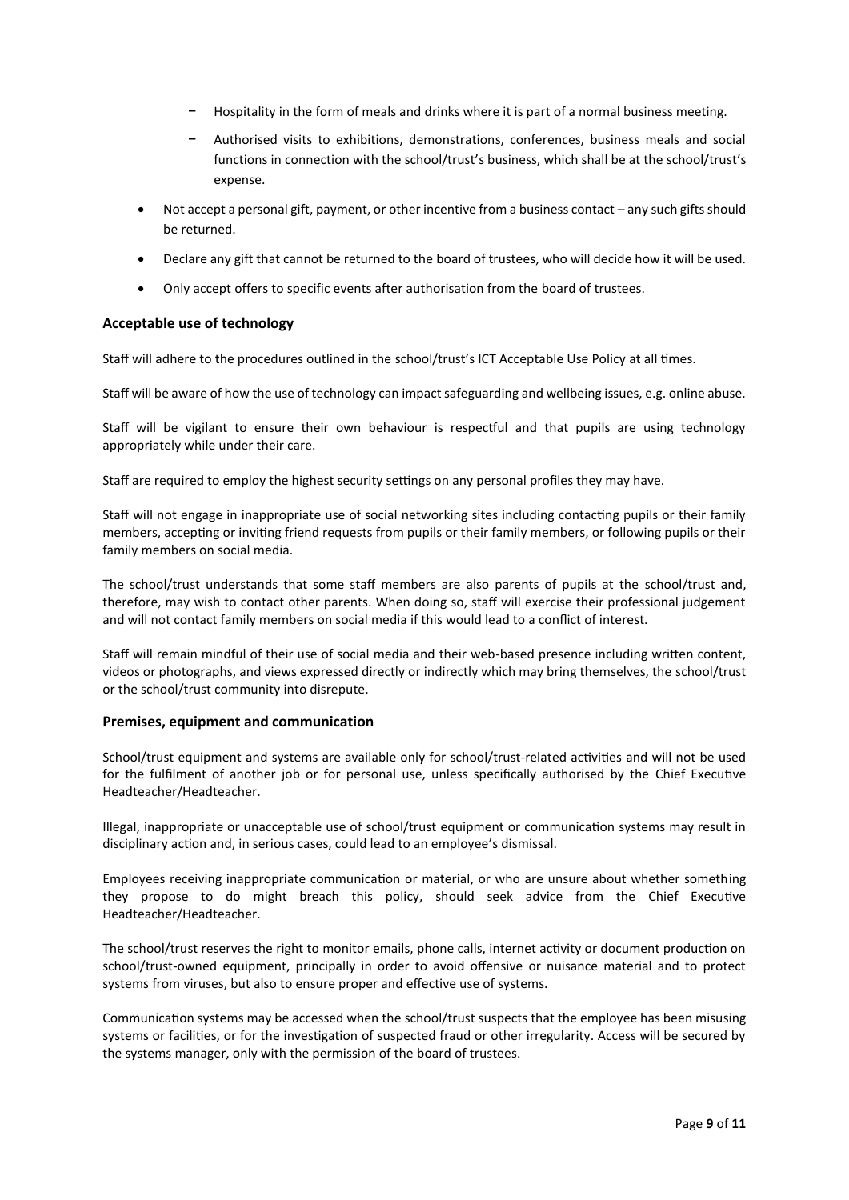- Hospitality in the form of meals and drinks where it is part of a normal business meeting.
  - Authorised visits to exhibitions, demonstrations, conferences, business meals and social functions in connection with the school/trust's business, which shall be at the school/trust's expense.
- Not accept a personal gift, payment, or other incentive from a business contact – any such gifts should be returned.
- Declare any gift that cannot be returned to the board of trustees, who will decide how it will be used.
- Only accept offers to specific events after authorisation from the board of trustees.

### Acceptable use of technology

Staff will adhere to the procedures outlined in the school/trust's ICT Acceptable Use Policy at all times.

Staff will be aware of how the use of technology can impact safeguarding and wellbeing issues, e.g. online abuse.

Staff will be vigilant to ensure their own behaviour is respectful and that pupils are using technology appropriately while under their care.

Staff are required to employ the highest security settings on any personal profiles they may have.

Staff will not engage in inappropriate use of social networking sites including contacting pupils or their family members, accepting or inviting friend requests from pupils or their family members, or following pupils or their family members on social media.

The school/trust understands that some staff members are also parents of pupils at the school/trust and, therefore, may wish to contact other parents. When doing so, staff will exercise their professional judgement and will not contact family members on social media if this would lead to a conflict of interest.

Staff will remain mindful of their use of social media and their web-based presence including written content, videos or photographs, and views expressed directly or indirectly which may bring themselves, the school/trust or the school/trust community into disrepute.

### Premises, equipment and communication

School/trust equipment and systems are available only for school/trust-related activities and will not be used for the fulfilment of another job or for personal use, unless specifically authorised by the Chief Executive Headteacher/Headteacher.

Illegal, inappropriate or unacceptable use of school/trust equipment or communication systems may result in disciplinary action and, in serious cases, could lead to an employee's dismissal.

Employees receiving inappropriate communication or material, or who are unsure about whether something they propose to do might breach this policy, should seek advice from the Chief Executive Headteacher/Headteacher.

The school/trust reserves the right to monitor emails, phone calls, internet activity or document production on school/trust-owned equipment, principally in order to avoid offensive or nuisance material and to protect systems from viruses, but also to ensure proper and effective use of systems.

Communication systems may be accessed when the school/trust suspects that the employee has been misusing systems or facilities, or for the investigation of suspected fraud or other irregularity. Access will be secured by the systems manager, only with the permission of the board of trustees.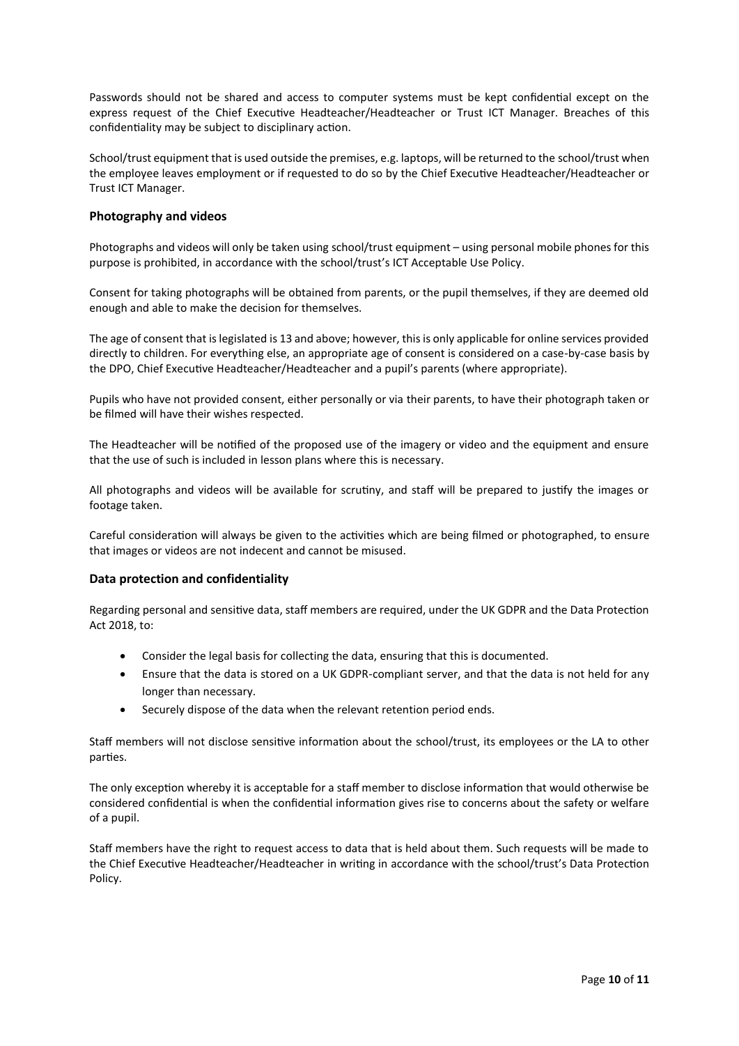Passwords should not be shared and access to computer systems must be kept confidential except on the express request of the Chief Executive Headteacher/Headteacher or Trust ICT Manager. Breaches of this confidentiality may be subject to disciplinary action.

School/trust equipment that is used outside the premises, e.g. laptops, will be returned to the school/trust when the employee leaves employment or if requested to do so by the Chief Executive Headteacher/Headteacher or Trust ICT Manager.

### Photography and videos

Photographs and videos will only be taken using school/trust equipment – using personal mobile phones for this purpose is prohibited, in accordance with the school/trust's ICT Acceptable Use Policy.

Consent for taking photographs will be obtained from parents, or the pupil themselves, if they are deemed old enough and able to make the decision for themselves.

The age of consent that is legislated is 13 and above; however, this is only applicable for online services provided directly to children. For everything else, an appropriate age of consent is considered on a case-by-case basis by the DPO, Chief Executive Headteacher/Headteacher and a pupil's parents (where appropriate).

Pupils who have not provided consent, either personally or via their parents, to have their photograph taken or be filmed will have their wishes respected.

The Headteacher will be notified of the proposed use of the imagery or video and the equipment and ensure that the use of such is included in lesson plans where this is necessary.

All photographs and videos will be available for scrutiny, and staff will be prepared to justify the images or footage taken.

Careful consideration will always be given to the activities which are being filmed or photographed, to ensure that images or videos are not indecent and cannot be misused.

### Data protection and confidentiality

Regarding personal and sensitive data, staff members are required, under the UK GDPR and the Data Protection Act 2018, to:

- Consider the legal basis for collecting the data, ensuring that this is documented.
- Ensure that the data is stored on a UK GDPR-compliant server, and that the data is not held for any longer than necessary.
- Securely dispose of the data when the relevant retention period ends.

Staff members will not disclose sensitive information about the school/trust, its employees or the LA to other parties.

The only exception whereby it is acceptable for a staff member to disclose information that would otherwise be considered confidential is when the confidential information gives rise to concerns about the safety or welfare of a pupil.

Staff members have the right to request access to data that is held about them. Such requests will be made to the Chief Executive Headteacher/Headteacher in writing in accordance with the school/trust's Data Protection Policy.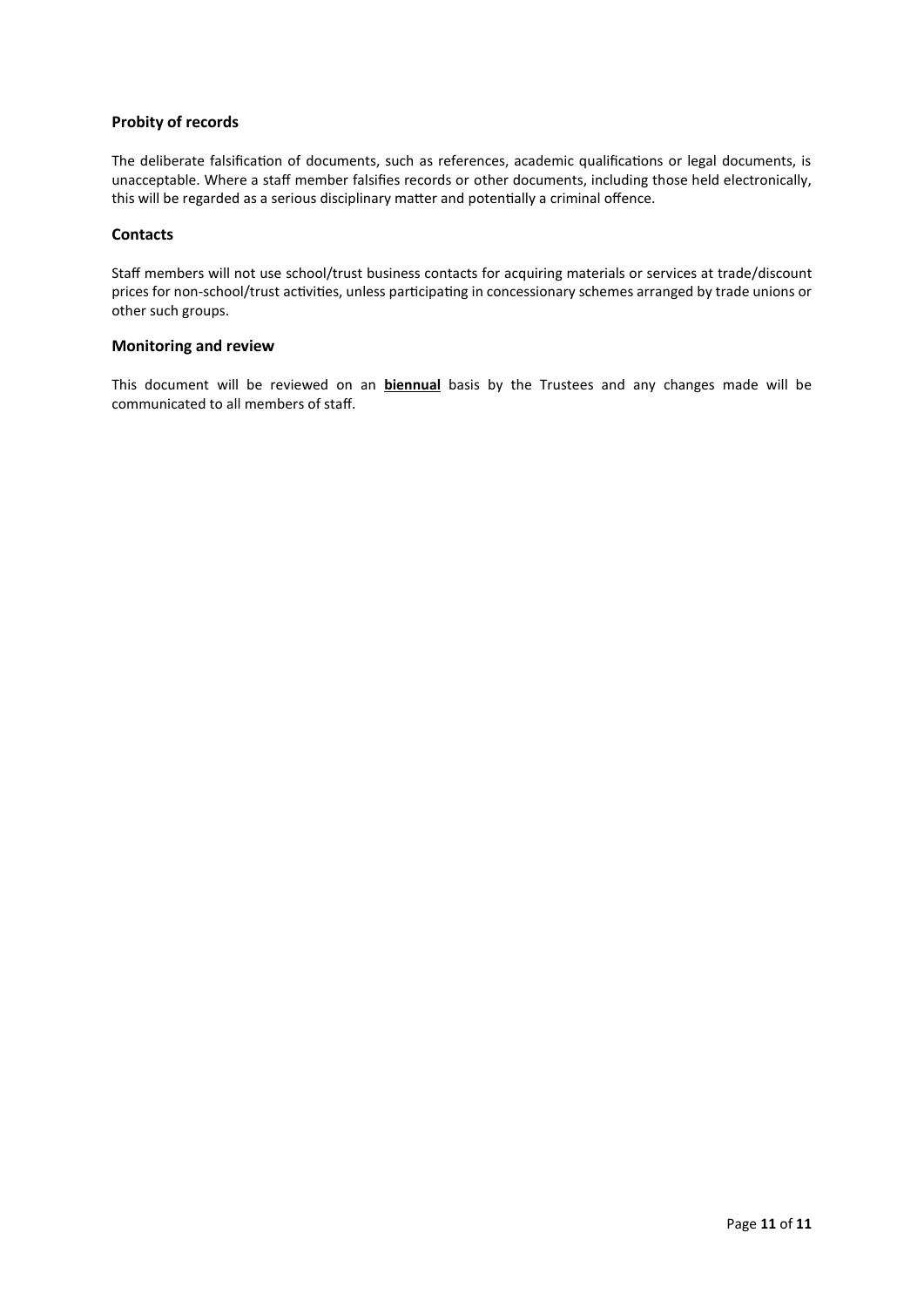### Probity of records

The deliberate falsification of documents, such as references, academic qualifications or legal documents, is unacceptable. Where a staff member falsifies records or other documents, including those held electronically, this will be regarded as a serious disciplinary matter and potentially a criminal offence.

### Contacts

Staff members will not use school/trust business contacts for acquiring materials or services at trade/discount prices for non-school/trust activities, unless participating in concessionary schemes arranged by trade unions or other such groups.

### Monitoring and review

This document will be reviewed on an **biennual** basis by the Trustees and any changes made will be communicated to all members of staff.